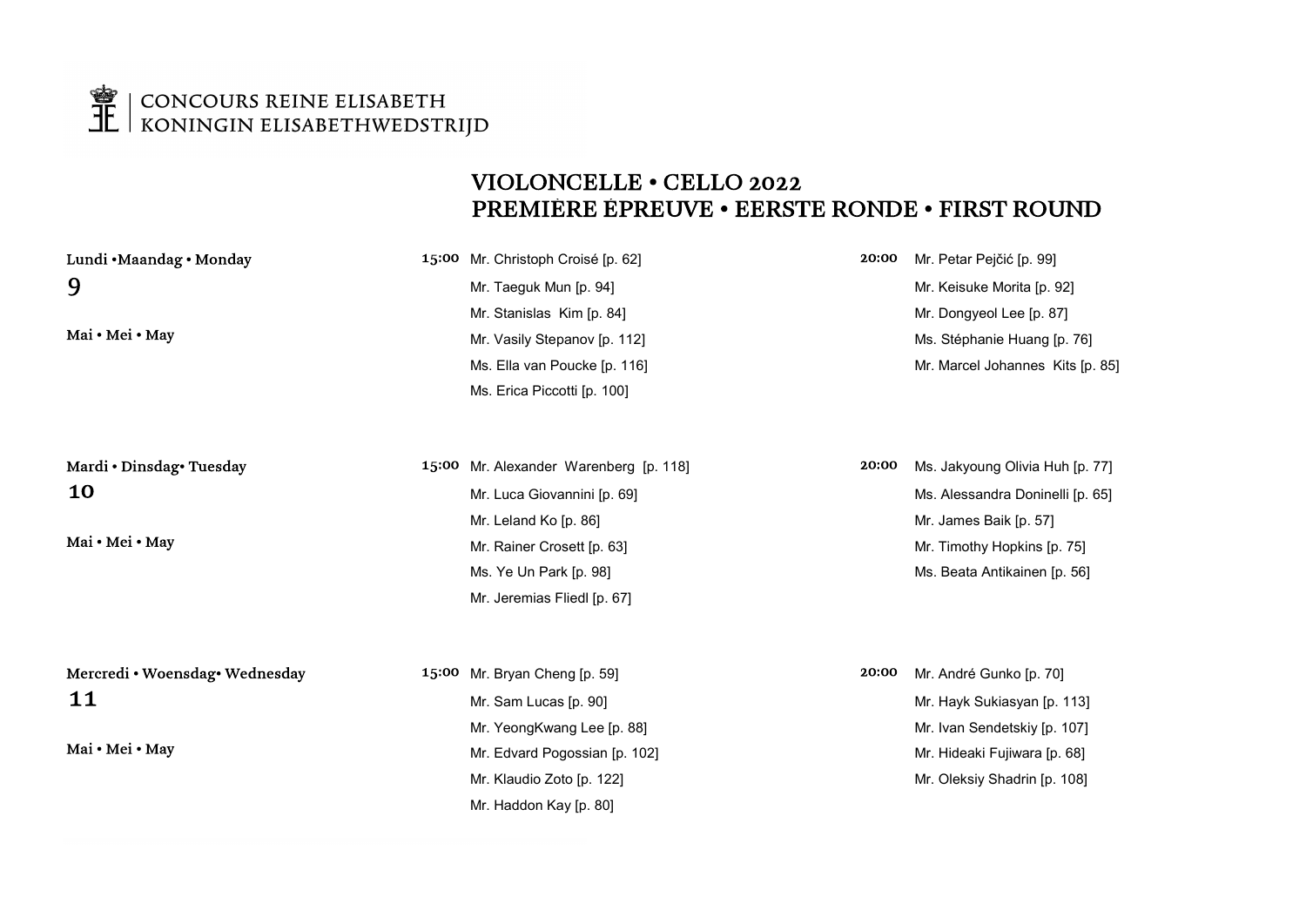CONCOURS REINE ELISABETH
KONINGIN ELISABETHWEDSTRIJD

# VIOLONCELLE • CELLO 2022
## PREMIÈRE ÉPREUVE • EERSTE RONDE • FIRST ROUND

**Lundi • Maandag • Monday**
**9**
**Mai • Mei • May**

**15:00**
Mr. Christoph Croisé [p. 62]
Mr. Taeguk Mun [p. 94]
Mr. Stanislas Kim [p. 84]
Mr. Vasily Stepanov [p. 112]
Ms. Ella van Poucke [p. 116]
Ms. Erica Piccotti [p. 100]

**20:00**
Mr. Petar Pejčić [p. 99]
Mr. Keisuke Morita [p. 92]
Mr. Dongyeol Lee [p. 87]
Ms. Stéphanie Huang [p. 76]
Mr. Marcel Johannes Kits [p. 85]

**Mardi • Dinsdag • Tuesday**
**10**
**Mai • Mei • May**

**15:00**
Mr. Alexander Warenberg [p. 118]
Mr. Luca Giovannini [p. 69]
Mr. Leland Ko [p. 86]
Mr. Rainer Crosett [p. 63]
Ms. Ye Un Park [p. 98]
Mr. Jeremias Fliedl [p. 67]

**20:00**
Ms. Jakyoung Olivia Huh [p. 77]
Ms. Alessandra Doninelli [p. 65]
Mr. James Baik [p. 57]
Mr. Timothy Hopkins [p. 75]
Ms. Beata Antikainen [p. 56]

**Mercredi • Woensdag • Wednesday**
**11**
**Mai • Mei • May**

**15:00**
Mr. Bryan Cheng [p. 59]
Mr. Sam Lucas [p. 90]
Mr. YeongKwang Lee [p. 88]
Mr. Edvard Pogossian [p. 102]
Mr. Klaudio Zoto [p. 122]
Mr. Haddon Kay [p. 80]

**20:00**
Mr. André Gunko [p. 70]
Mr. Hayk Sukiasyan [p. 113]
Mr. Ivan Sendetskiy [p. 107]
Mr. Hideaki Fujiwara [p. 68]
Mr. Oleksiy Shadrin [p. 108]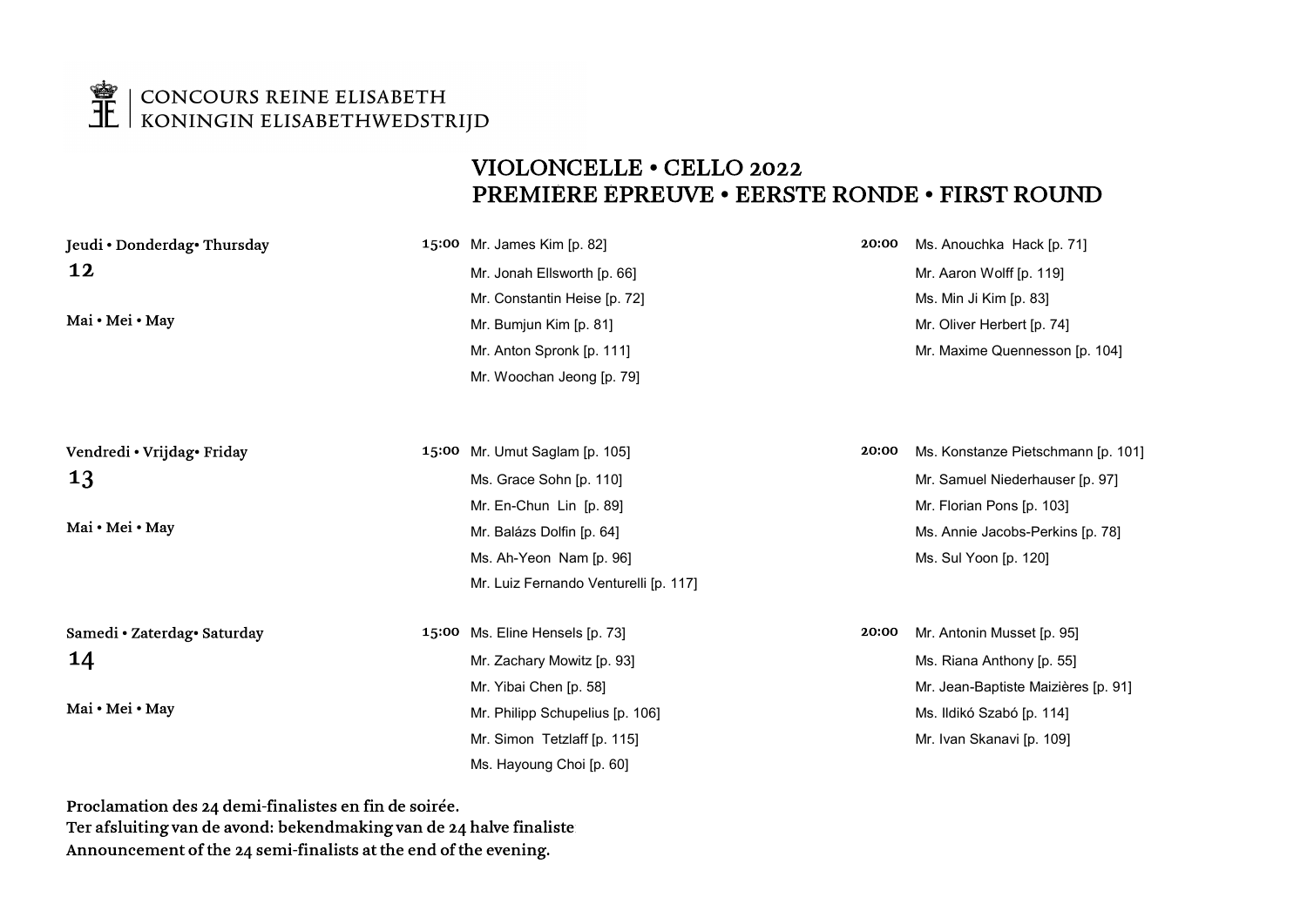CONCOURS REINE ELISABETH
KONINGIN ELISABETHWEDSTRIJD

# VIOLONCELLE • CELLO 2022
## PREMIERE EPREUVE • EERSTE RONDE • FIRST ROUND

| | | | | |
|---|---|---|---|---|
| **Jeudi • Donderdag• Thursday 12 Mai • Mei • May** | **15:00** | Mr. James Kim [p. 82] | **20:00** | Ms. Anouchka Hack [p. 71] |
| | | Mr. Jonah Ellsworth [p. 66] | | Mr. Aaron Wolff [p. 119] |
| | | Mr. Constantin Heise [p. 72] | | Ms. Min Ji Kim [p. 83] |
| | | Mr. Bumjun Kim [p. 81] | | Mr. Oliver Herbert [p. 74] |
| | | Mr. Anton Spronk [p. 111] | | Mr. Maxime Quennesson [p. 104] |
| | | Mr. Woochan Jeong [p. 79] | | |
| **Vendredi • Vrijdag• Friday 13 Mai • Mei • May** | **15:00** | Mr. Umut Saglam [p. 105] | **20:00** | Ms. Konstanze Pietschmann [p. 101] |
| | | Ms. Grace Sohn [p. 110] | | Mr. Samuel Niederhauser [p. 97] |
| | | Mr. En-Chun Lin [p. 89] | | Mr. Florian Pons [p. 103] |
| | | Mr. Balázs Dolfin [p. 64] | | Ms. Annie Jacobs-Perkins [p. 78] |
| | | Ms. Ah-Yeon Nam [p. 96] | | Ms. Sul Yoon [p. 120] |
| | | Mr. Luiz Fernando Venturelli [p. 117] | | |
| **Samedi • Zaterdag• Saturday 14 Mai • Mei • May** | **15:00** | Ms. Eline Hensels [p. 73] | **20:00** | Mr. Antonin Musset [p. 95] |
| | | Mr. Zachary Mowitz [p. 93] | | Ms. Riana Anthony [p. 55] |
| | | Mr. Yibai Chen [p. 58] | | Mr. Jean-Baptiste Maizières [p. 91] |
| | | Mr. Philipp Schupelius [p. 106] | | Ms. Ildikó Szabó [p. 114] |
| | | Mr. Simon Tetzlaff [p. 115] | | Mr. Ivan Skanavi [p. 109] |
| | | Ms. Hayoung Choi [p. 60] | | |

**Proclamation des 24 demi-finalistes en fin de soirée.**
**Ter afsluiting van de avond: bekendmaking van de 24 halve finaliste**
**Announcement of the 24 semi-finalists at the end of the evening.**